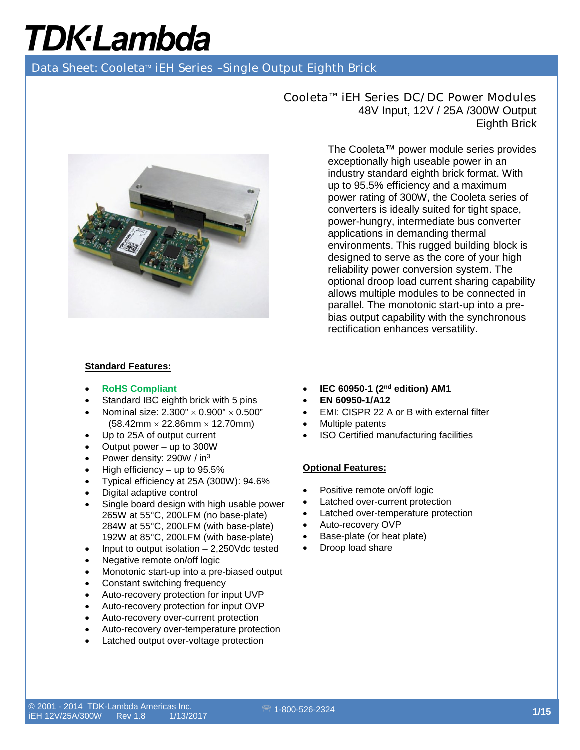# TDK·Lambda

## Data Sheet: Cooleta™ iEH Series –Single Output Eighth Brick

### Cooleta™ iEH Series DC/DC Power Modules
48V Input, 12V / 25A /300W Output
Eighth Brick

The Cooleta™ power module series provides exceptionally high useable power in an industry standard eighth brick format. With up to 95.5% efficiency and a maximum power rating of 300W, the Cooleta series of converters is ideally suited for tight space, power-hungry, intermediate bus converter applications in demanding thermal environments. This rugged building block is designed to serve as the core of your high reliability power conversion system. The optional droop load current sharing capability allows multiple modules to be connected in parallel. The monotonic start-up into a pre-bias output capability with the synchronous rectification enhances versatility.

**Standard Features:**

- **RoHS Compliant**
- Standard IBC eighth brick with 5 pins
- Nominal size: 2.300" × 0.900" × 0.500" (58.42mm × 22.86mm × 12.70mm)
- Up to 25A of output current
- Output power – up to 300W
- Power density: 290W / in$^3$
- High efficiency – up to 95.5%
- Typical efficiency at 25A (300W): 94.6%
- Digital adaptive control
- Single board design with high usable power 265W at 55°C, 200LFM (no base-plate) 284W at 55°C, 200LFM (with base-plate) 192W at 85°C, 200LFM (with base-plate)
- Input to output isolation – 2,250Vdc tested
- Negative remote on/off logic
- Monotonic start-up into a pre-biased output
- Constant switching frequency
- Auto-recovery protection for input UVP
- Auto-recovery protection for input OVP
- Auto-recovery over-current protection
- Auto-recovery over-temperature protection
- Latched output over-voltage protection
- **IEC 60950-1 (2nd edition) AM1**
- **EN 60950-1/A12**
- EMI: CISPR 22 A or B with external filter
- Multiple patents
- ISO Certified manufacturing facilities

**Optional Features:**

- Positive remote on/off logic
- Latched over-current protection
- Latched over-temperature protection
- Auto-recovery OVP
- Base-plate (or heat plate)
- Droop load share

© 2001 - 2014 TDK-Lambda Americas Inc.
iEH 12V/25A/300W Rev 1.8 1/13/2017

☏ 1-800-526-2324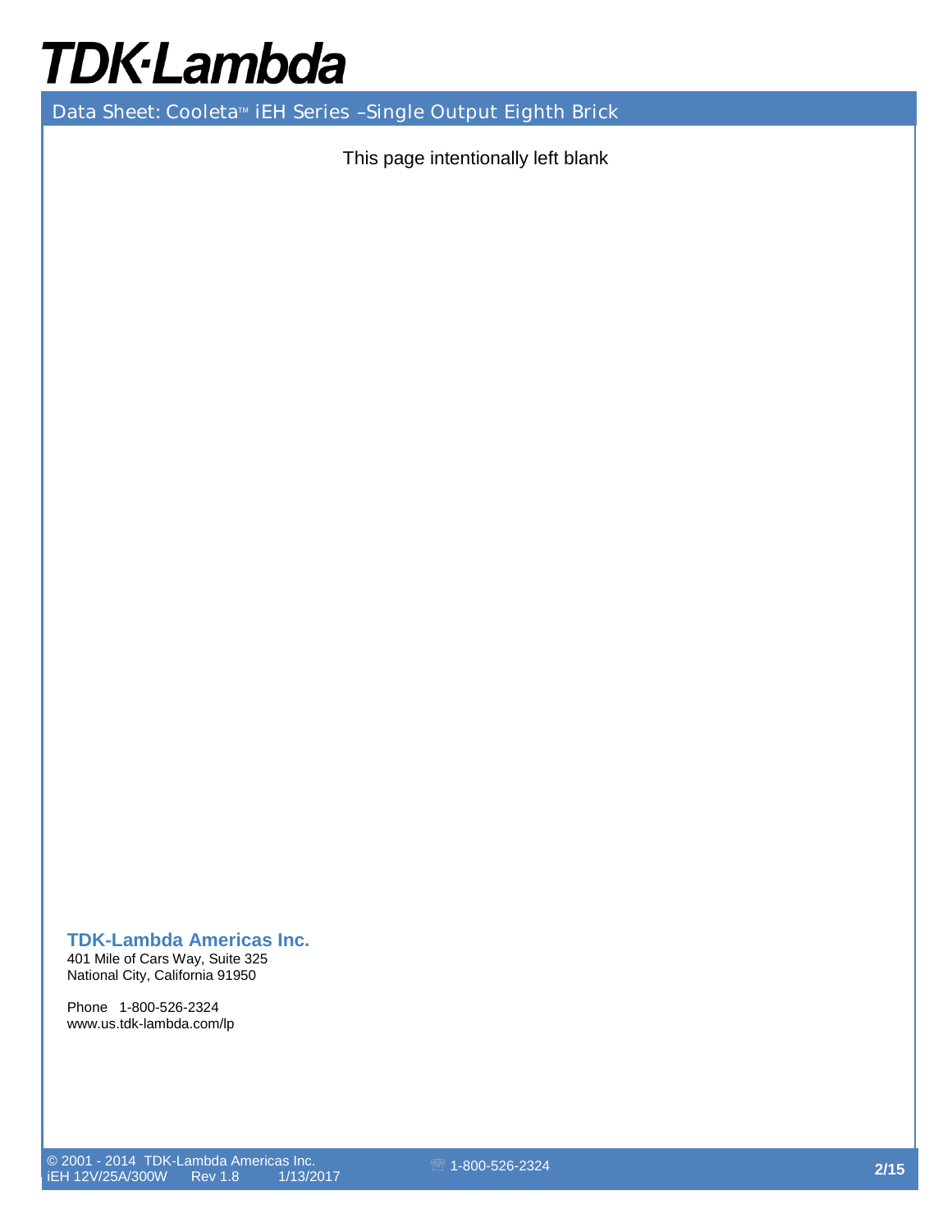This page intentionally left blank

**TDK-Lambda Americas Inc.**
401 Mile of Cars Way, Suite 325
National City, California 91950

Phone 1-800-526-2324
www.us.tdk-lambda.com/lp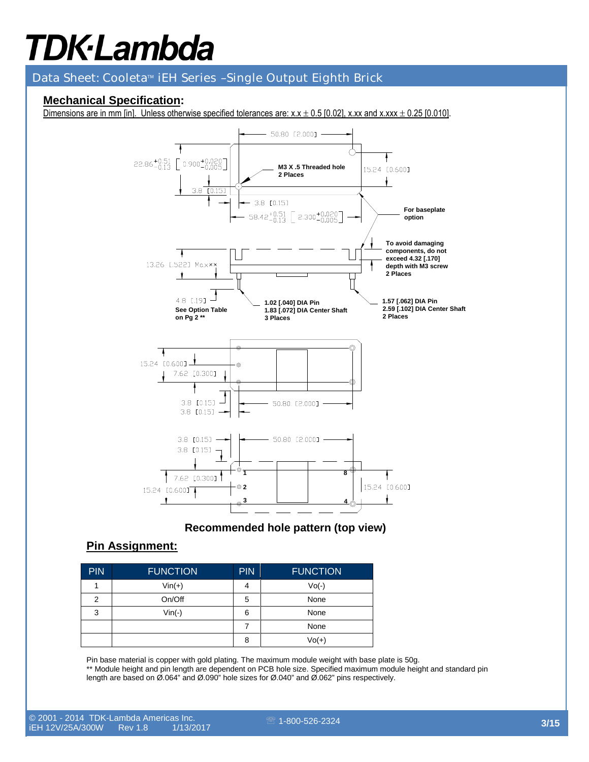## Mechanical Specification:

Dimensions are in mm [in]. Unless otherwise specified tolerances are: x.x ± 0.5 [0.02], x.xx and x.xxx ± 0.25 [0.010].

50.80 [2.000]

$22.86^{+0.51}_{-0.13}$ [ $0.900^{+0.020}_{-0.005}$ ]

M3 X .5 Threaded hole 2 Places

15.24 [0.600]

3.8 [0.15]

3.8 [0.15]

$58.42^{+0.51}_{-0.13}$ [ $2.300^{+0.020}_{-0.005}$ ]

For baseplate option

To avoid damaging components, do not exceed 4.32 [.170] depth with M3 screw 2 Places

13.26 [.522] Max**

4.8 [.19] See Option Table on Pg 2 **

1.02 [.040] DIA Pin 1.83 [.072] DIA Center Shaft 3 Places

1.57 [.062] DIA Pin 2.59 [.102] DIA Center Shaft 2 Places

15.24 [0.600]

7.62 [0.300]

3.8 [0.15]

3.8 [0.15]

50.80 [2.000]

3.8 [0.15]

3.8 [0.15]

50.80 [2.000]

7.62 [0.300]

15.24 [0.600]

15.24 [0.600]

1, 2, 3, 4, 8

**Recommended hole pattern (top view)**

## Pin Assignment:

| PIN | FUNCTION | PIN | FUNCTION |
|---|---|---|---|
| 1 | Vin(+) | 4 | Vo(-) |
| 2 | On/Off | 5 | None |
| 3 | Vin(-) | 6 | None |
| | | 7 | None |
| | | 8 | Vo(+) |

Pin base material is copper with gold plating. The maximum module weight with base plate is 50g.
** Module height and pin length are dependent on PCB hole size. Specified maximum module height and standard pin length are based on Ø.064" and Ø.090" hole sizes for Ø.040" and Ø.062" pins respectively.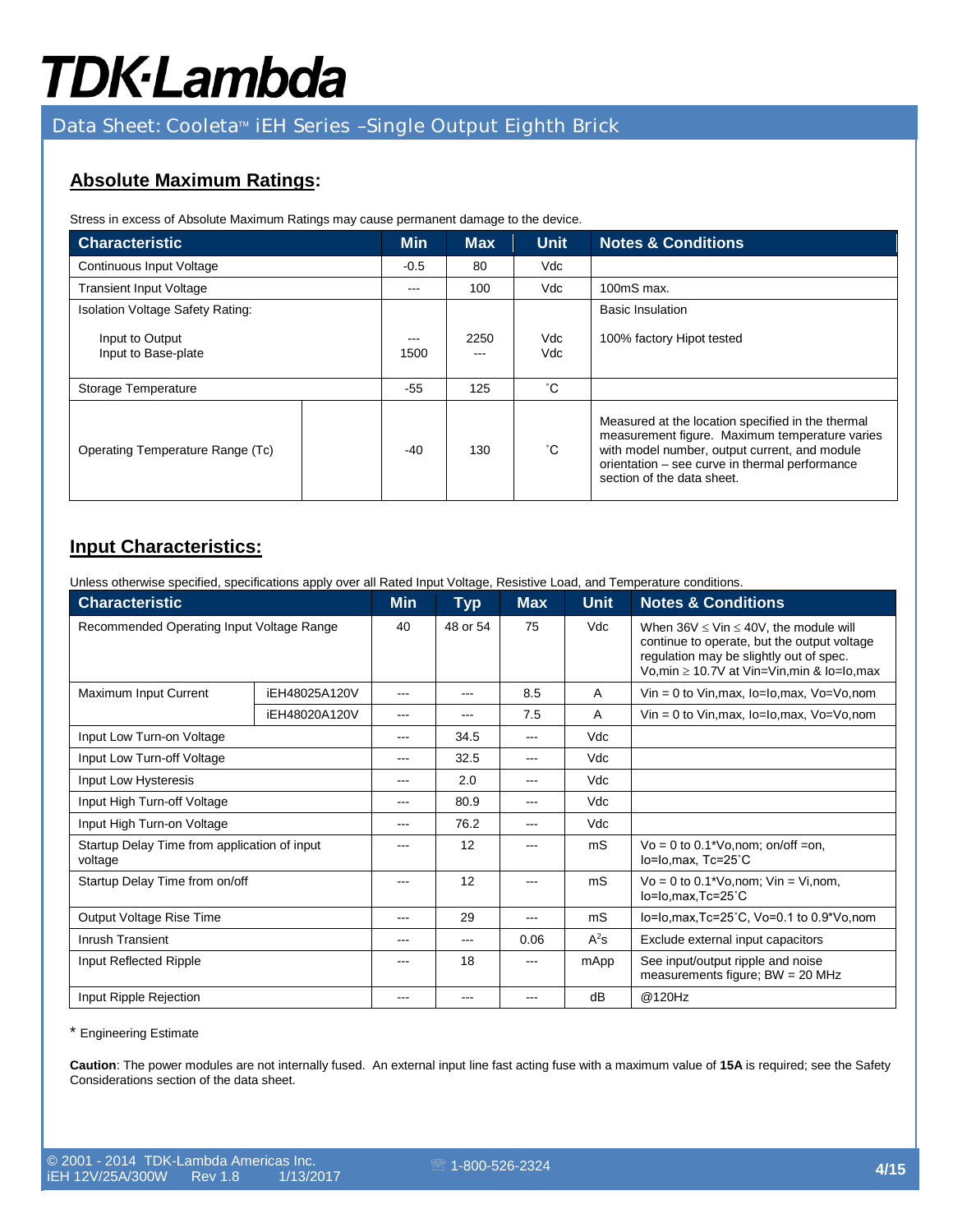## Absolute Maximum Ratings:

Stress in excess of Absolute Maximum Ratings may cause permanent damage to the device.

| Characteristic | | Min | Max | Unit | Notes & Conditions |
|---|---|---|---|---|---|
| Continuous Input Voltage | | -0.5 | 80 | Vdc | |
| Transient Input Voltage | | --- | 100 | Vdc | 100mS max. |
| Isolation Voltage Safety Rating: | | | | | Basic Insulation |
| Input to Output | | --- | 2250 | Vdc | 100% factory Hipot tested |
| Input to Base-plate | | 1500 | --- | Vdc | |
| Storage Temperature | | -55 | 125 | ˚C | |
| Operating Temperature Range (Tc) | | -40 | 130 | ˚C | Measured at the location specified in the thermal measurement figure. Maximum temperature varies with model number, output current, and module orientation – see curve in thermal performance section of the data sheet. |

## Input Characteristics:

Unless otherwise specified, specifications apply over all Rated Input Voltage, Resistive Load, and Temperature conditions.

| Characteristic | | Min | Typ | Max | Unit | Notes & Conditions |
|---|---|---|---|---|---|---|
| Recommended Operating Input Voltage Range | | 40 | 48 or 54 | 75 | Vdc | When 36V ≤ Vin ≤ 40V, the module will continue to operate, but the output voltage regulation may be slightly out of spec. Vo,min ≥ 10.7V at Vin=Vin,min & Io=Io,max |
| Maximum Input Current | iEH48025A120V | --- | --- | 8.5 | A | Vin = 0 to Vin,max, Io=Io,max, Vo=Vo,nom |
| | iEH48020A120V | --- | --- | 7.5 | A | Vin = 0 to Vin,max, Io=Io,max, Vo=Vo,nom |
| Input Low Turn-on Voltage | | --- | 34.5 | --- | Vdc | |
| Input Low Turn-off Voltage | | --- | 32.5 | --- | Vdc | |
| Input Low Hysteresis | | --- | 2.0 | --- | Vdc | |
| Input High Turn-off Voltage | | --- | 80.9 | --- | Vdc | |
| Input High Turn-on Voltage | | --- | 76.2 | --- | Vdc | |
| Startup Delay Time from application of input voltage | | --- | 12 | --- | mS | Vo = 0 to 0.1*Vo,nom; on/off =on, Io=Io,max, Tc=25˚C |
| Startup Delay Time from on/off | | --- | 12 | --- | mS | Vo = 0 to 0.1*Vo,nom; Vin = Vi,nom, Io=Io,max,Tc=25˚C |
| Output Voltage Rise Time | | --- | 29 | --- | mS | Io=Io,max,Tc=25˚C, Vo=0.1 to 0.9*Vo,nom |
| Inrush Transient | | --- | --- | 0.06 | $A^2s$ | Exclude external input capacitors |
| Input Reflected Ripple | | --- | 18 | --- | mApp | See input/output ripple and noise measurements figure; BW = 20 MHz |
| Input Ripple Rejection | | --- | --- | --- | dB | @120Hz |

\* Engineering Estimate

**Caution**: The power modules are not internally fused. An external input line fast acting fuse with a maximum value of **15A** is required; see the Safety Considerations section of the data sheet.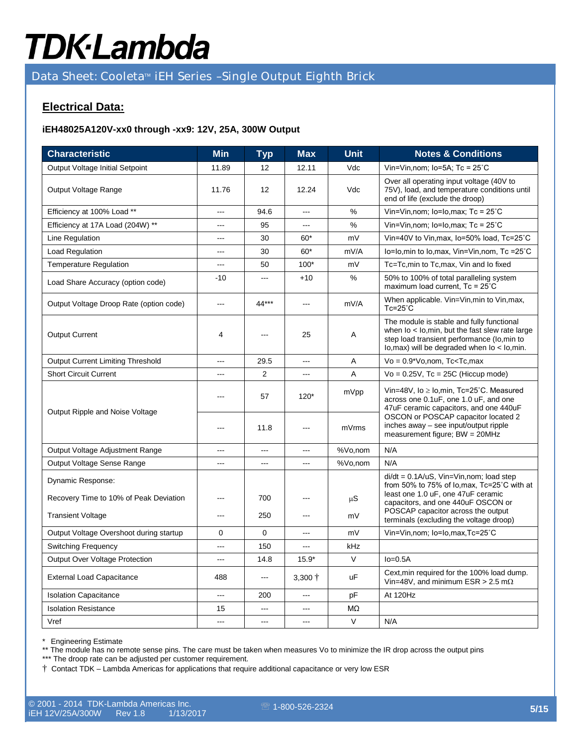## Electrical Data:

### iEH48025A120V-xx0 through -xx9: 12V, 25A, 300W Output

| Characteristic | Min | Typ | Max | Unit | Notes & Conditions |
|---|---|---|---|---|---|
| Output Voltage Initial Setpoint | 11.89 | 12 | 12.11 | Vdc | Vin=Vin,nom; Io=5A; Tc = 25˚C |
| Output Voltage Range | 11.76 | 12 | 12.24 | Vdc | Over all operating input voltage (40V to 75V), load, and temperature conditions until end of life (exclude the droop) |
| Efficiency at 100% Load ** | --- | 94.6 | --- | % | Vin=Vin,nom; Io=Io,max; Tc = 25˚C |
| Efficiency at 17A Load (204W) ** | --- | 95 | --- | % | Vin=Vin,nom; Io=Io,max; Tc = 25˚C |
| Line Regulation | --- | 30 | 60* | mV | Vin=40V to Vin,max, Io=50% load, Tc=25˚C |
| Load Regulation | --- | 30 | 60* | mV/A | Io=Io,min to Io,max, Vin=Vin,nom, Tc =25˚C |
| Temperature Regulation | --- | 50 | 100* | mV | Tc=Tc,min to Tc,max, Vin and Io fixed |
| Load Share Accuracy (option code) | -10 | --- | +10 | % | 50% to 100% of total paralleling system maximum load current, Tc = 25˚C |
| Output Voltage Droop Rate (option code) | --- | 44*** | --- | mV/A | When applicable. Vin=Vin,min to Vin,max, Tc=25˚C |
| Output Current | 4 | --- | 25 | A | The module is stable and fully functional when Io < Io,min, but the fast slew rate large step load transient performance (Io,min to Io,max) will be degraded when Io < Io,min. |
| Output Current Limiting Threshold | --- | 29.5 | --- | A | Vo = 0.9*Vo,nom, Tc<Tc,max |
| Short Circuit Current | --- | 2 | --- | A | Vo = 0.25V, Tc = 25C (Hiccup mode) |
| Output Ripple and Noise Voltage | --- | 57 | 120* | mVpp | Vin=48V, Io ≥ Io,min, Tc=25˚C. Measured across one 0.1uF, one 1.0 uF, and one 47uF ceramic capacitors, and one 440uF OSCON or POSCAP capacitor located 2 inches away – see input/output ripple measurement figure; BW = 20MHz |
| | --- | 11.8 | --- | mVrms | |
| Output Voltage Adjustment Range | --- | --- | --- | %Vo,nom | N/A |
| Output Voltage Sense Range | --- | --- | --- | %Vo,nom | N/A |
| Dynamic Response: | | | | | di/dt = 0.1A/uS, Vin=Vin,nom; load step from 50% to 75% of Io,max, Tc=25˚C with at least one 1.0 uF, one 47uF ceramic capacitors, and one 440uF OSCON or POSCAP capacitor across the output terminals (excluding the voltage droop) |
| Recovery Time to 10% of Peak Deviation | --- | 700 | --- | μS | |
| Transient Voltage | --- | 250 | --- | mV | |
| Output Voltage Overshoot during startup | 0 | 0 | --- | mV | Vin=Vin,nom; Io=Io,max,Tc=25˚C |
| Switching Frequency | --- | 150 | --- | kHz | |
| Output Over Voltage Protection | --- | 14.8 | 15.9* | V | Io=0.5A |
| External Load Capacitance | 488 | --- | 3,300 † | uF | Cext,min required for the 100% load dump. Vin=48V, and minimum ESR > 2.5 mΩ |
| Isolation Capacitance | --- | 200 | --- | pF | At 120Hz |
| Isolation Resistance | 15 | --- | --- | MΩ | |
| Vref | --- | --- | --- | V | N/A |

\* Engineering Estimate

\*\* The module has no remote sense pins. The care must be taken when measures Vo to minimize the IR drop across the output pins

\*\*\* The droop rate can be adjusted per customer requirement.

† Contact TDK – Lambda Americas for applications that require additional capacitance or very low ESR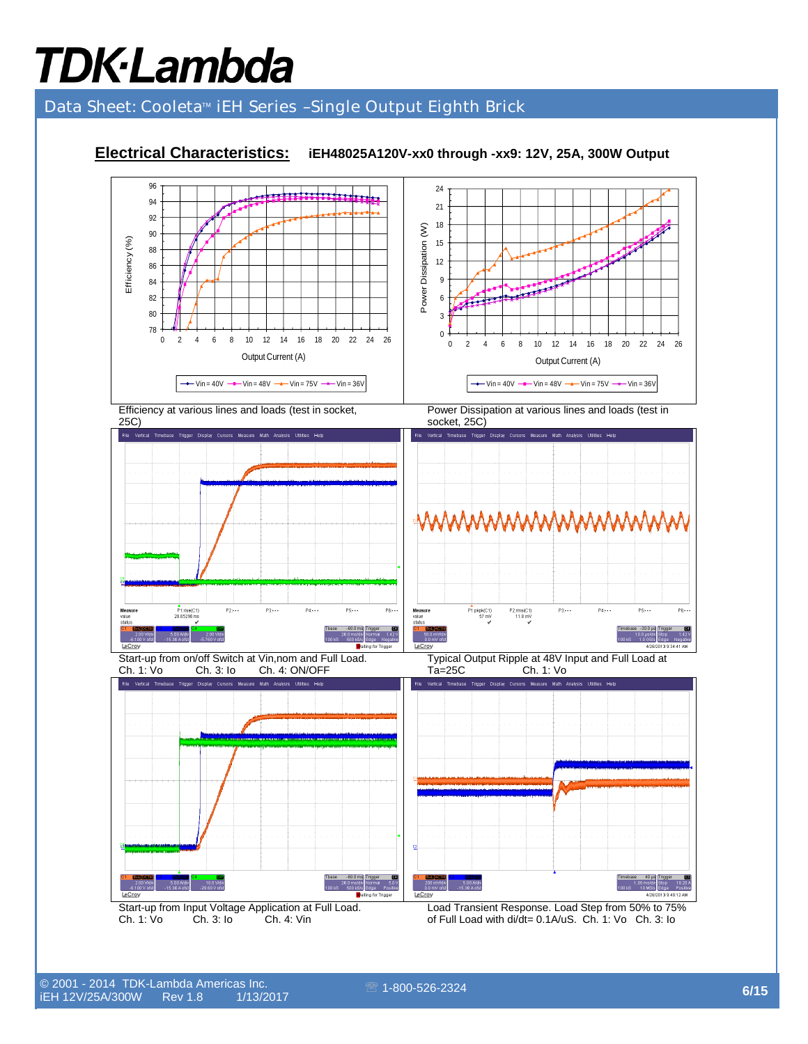## Electrical Characteristics: iEH48025A120V-xx0 through -xx9: 12V, 25A, 300W Output

Efficiency at various lines and loads (test in socket, 25C)

Power Dissipation at various lines and loads (test in socket, 25C)

Start-up from on/off Switch at Vin,nom and Full Load. Ch. 1: Vo Ch. 3: Io Ch. 4: ON/OFF

Typical Output Ripple at 48V Input and Full Load at Ta=25C Ch. 1: Vo

Start-up from Input Voltage Application at Full Load. Ch. 1: Vo Ch. 3: Io Ch. 4: Vin

Load Transient Response. Load Step from 50% to 75% of Full Load with di/dt= 0.1A/uS. Ch. 1: Vo Ch. 3: Io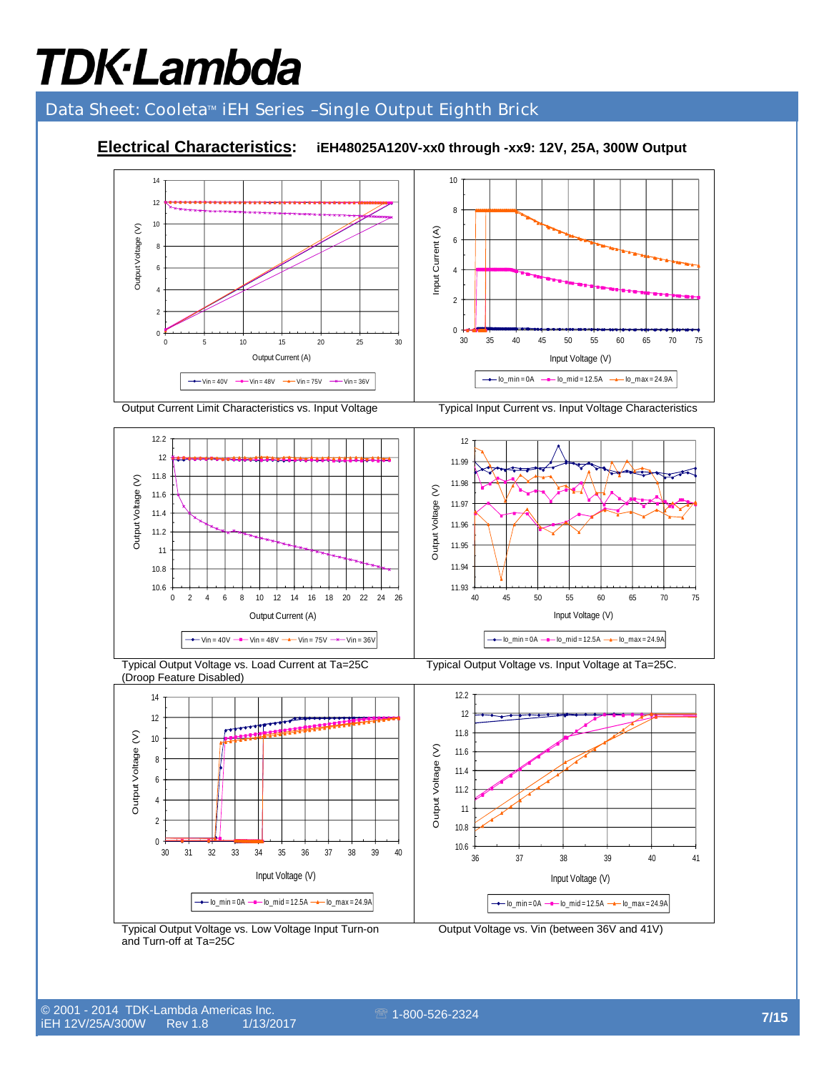**Electrical Characteristics:** **iEH48025A120V-xx0 through -xx9: 12V, 25A, 300W Output**

Output Current Limit Characteristics vs. Input Voltage

Typical Input Current vs. Input Voltage Characteristics

Typical Output Voltage vs. Load Current at Ta=25C (Droop Feature Disabled)

Typical Output Voltage vs. Input Voltage at Ta=25C.

Typical Output Voltage vs. Low Voltage Input Turn-on and Turn-off at Ta=25C

Output Voltage vs. Vin (between 36V and 41V)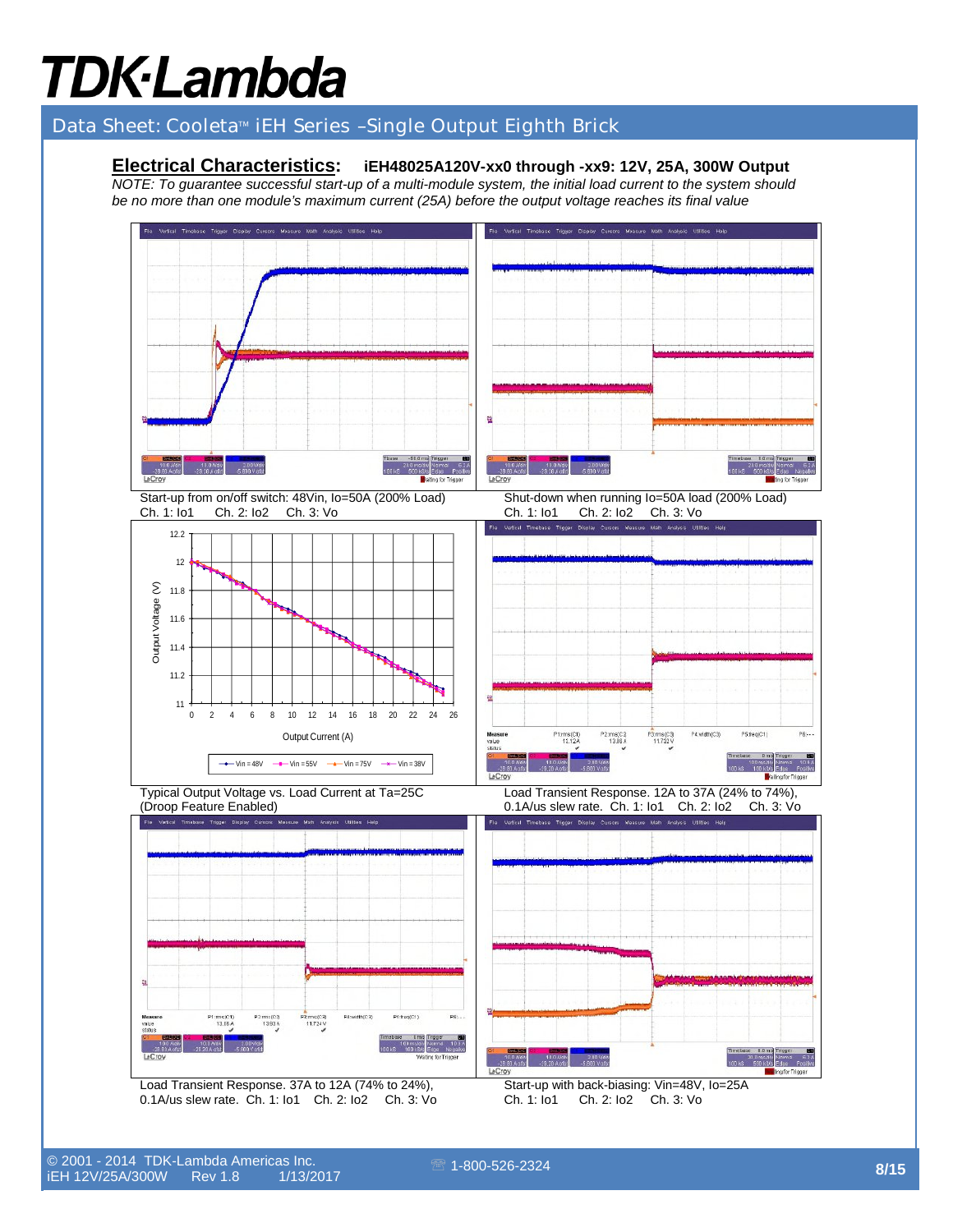## Electrical Characteristics: iEH48025A120V-xx0 through -xx9: 12V, 25A, 300W Output

*NOTE: To guarantee successful start-up of a multi-module system, the initial load current to the system should be no more than one module's maximum current (25A) before the output voltage reaches its final value*

Start-up from on/off switch: 48Vin, Io=50A (200% Load)
Ch. 1: Io1 Ch. 2: Io2 Ch. 3: Vo

Shut-down when running Io=50A load (200% Load)
Ch. 1: Io1 Ch. 2: Io2 Ch. 3: Vo

Typical Output Voltage vs. Load Current at Ta=25C (Droop Feature Enabled)

Load Transient Response. 12A to 37A (24% to 74%), 0.1A/us slew rate. Ch. 1: Io1 Ch. 2: Io2 Ch. 3: Vo

Load Transient Response. 37A to 12A (74% to 24%), 0.1A/us slew rate. Ch. 1: Io1 Ch. 2: Io2 Ch. 3: Vo

Start-up with back-biasing: Vin=48V, Io=25A
Ch. 1: Io1 Ch. 2: Io2 Ch. 3: Vo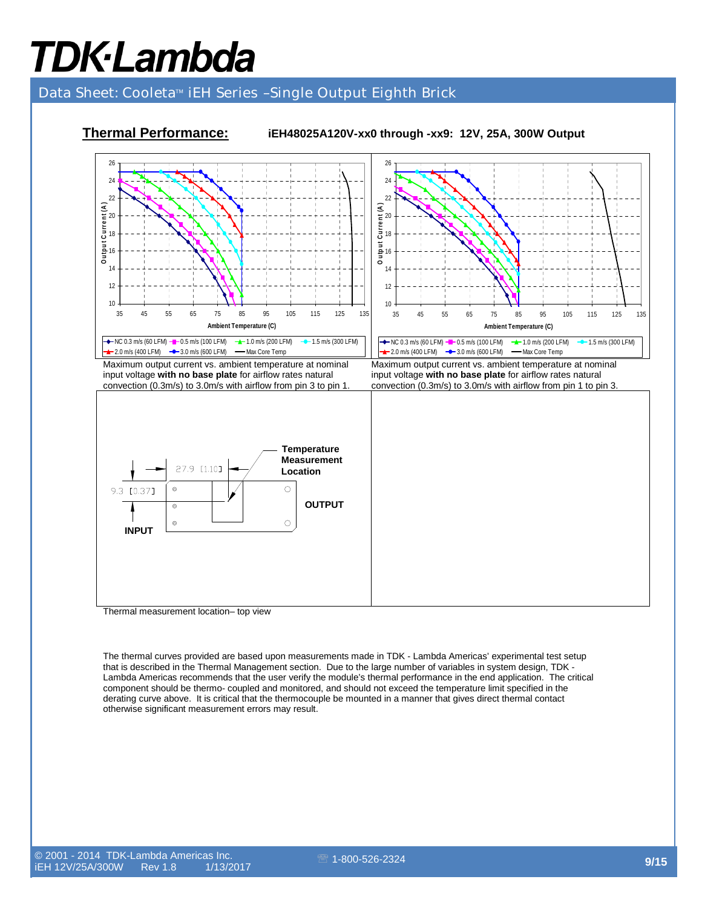## Thermal Performance:

**iEH48025A120V-xx0 through -xx9: 12V, 25A, 300W Output**

Maximum output current vs. ambient temperature at nominal input voltage **with no base plate** for airflow rates natural convection (0.3m/s) to 3.0m/s with airflow from pin 3 to pin 1.

Maximum output current vs. ambient temperature at nominal input voltage **with no base plate** for airflow rates natural convection (0.3m/s) to 3.0m/s with airflow from pin 1 to pin 3.

Thermal measurement location– top view

The thermal curves provided are based upon measurements made in TDK - Lambda Americas' experimental test setup that is described in the Thermal Management section. Due to the large number of variables in system design, TDK - Lambda Americas recommends that the user verify the module's thermal performance in the end application. The critical component should be thermo- coupled and monitored, and should not exceed the temperature limit specified in the derating curve above. It is critical that the thermocouple be mounted in a manner that gives direct thermal contact otherwise significant measurement errors may result.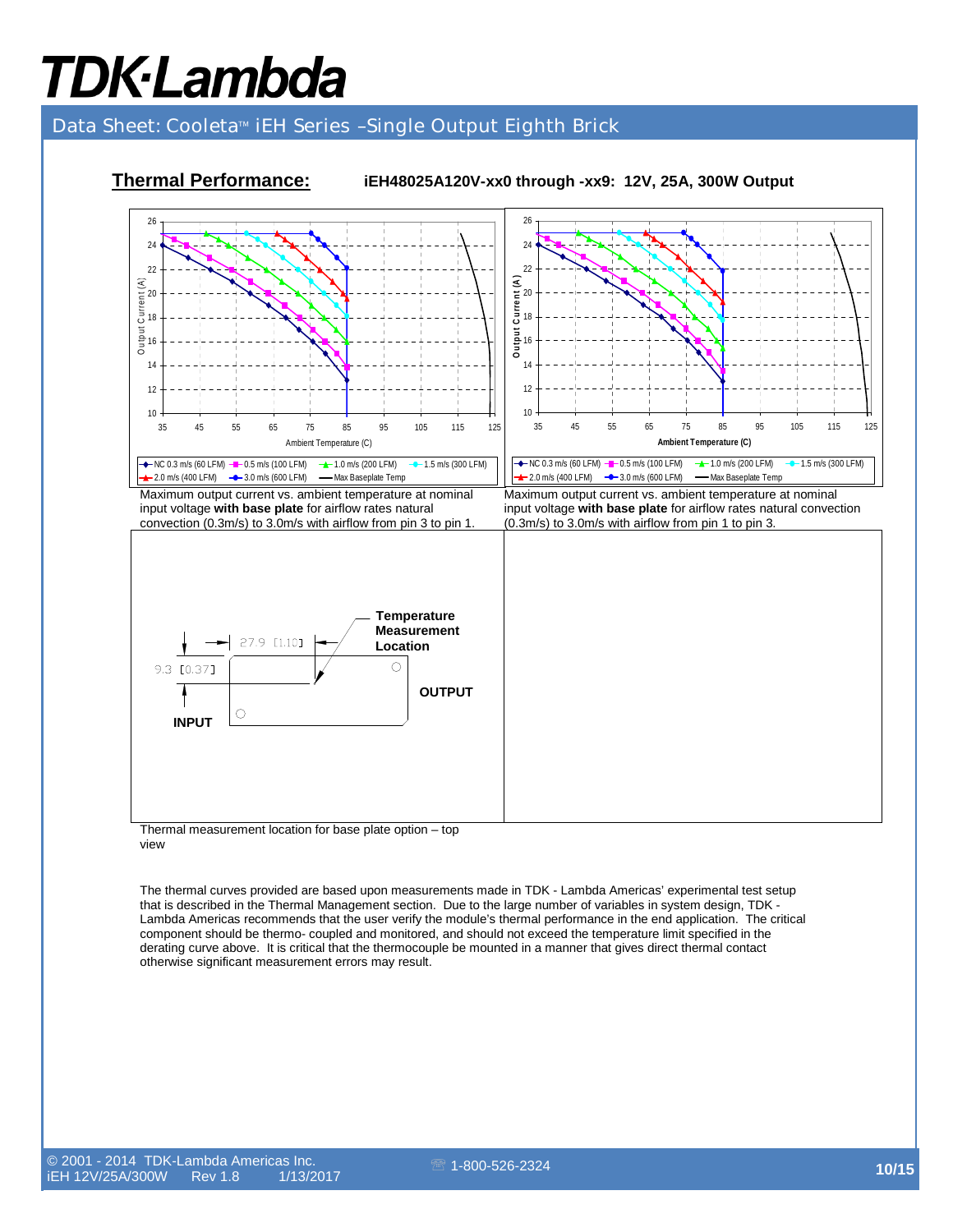## Thermal Performance:

**iEH48025A120V-xx0 through -xx9: 12V, 25A, 300W Output**

Maximum output current vs. ambient temperature at nominal input voltage **with base plate** for airflow rates natural convection (0.3m/s) to 3.0m/s with airflow from pin 3 to pin 1.

Maximum output current vs. ambient temperature at nominal input voltage **with base plate** for airflow rates natural convection (0.3m/s) to 3.0m/s with airflow from pin 1 to pin 3.

Thermal measurement location for base plate option – top view

The thermal curves provided are based upon measurements made in TDK - Lambda Americas' experimental test setup that is described in the Thermal Management section. Due to the large number of variables in system design, TDK - Lambda Americas recommends that the user verify the module's thermal performance in the end application. The critical component should be thermo- coupled and monitored, and should not exceed the temperature limit specified in the derating curve above. It is critical that the thermocouple be mounted in a manner that gives direct thermal contact otherwise significant measurement errors may result.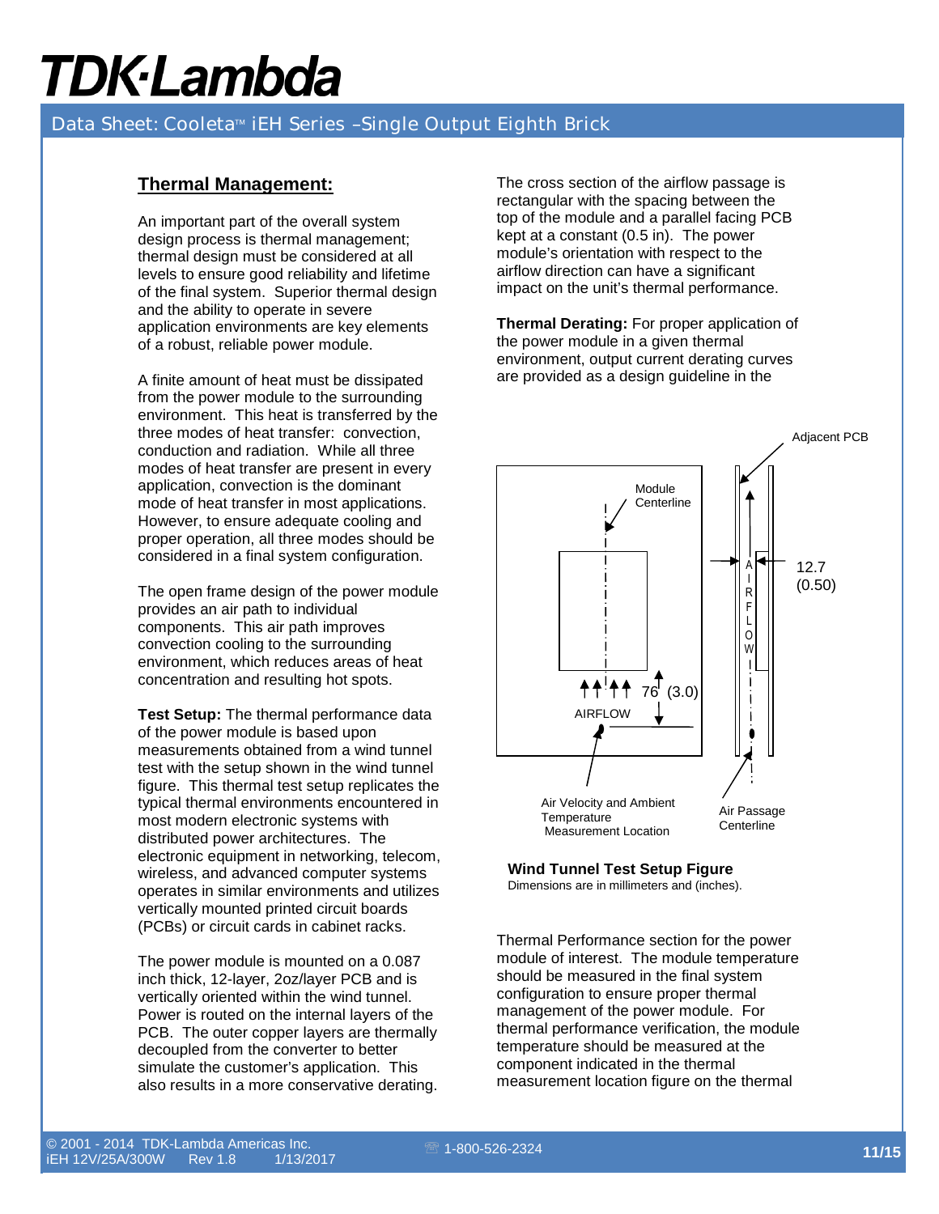## Thermal Management:

An important part of the overall system design process is thermal management; thermal design must be considered at all levels to ensure good reliability and lifetime of the final system. Superior thermal design and the ability to operate in severe application environments are key elements of a robust, reliable power module.

A finite amount of heat must be dissipated from the power module to the surrounding environment. This heat is transferred by the three modes of heat transfer: convection, conduction and radiation. While all three modes of heat transfer are present in every application, convection is the dominant mode of heat transfer in most applications. However, to ensure adequate cooling and proper operation, all three modes should be considered in a final system configuration.

The open frame design of the power module provides an air path to individual components. This air path improves convection cooling to the surrounding environment, which reduces areas of heat concentration and resulting hot spots.

**Test Setup:** The thermal performance data of the power module is based upon measurements obtained from a wind tunnel test with the setup shown in the wind tunnel figure. This thermal test setup replicates the typical thermal environments encountered in most modern electronic systems with distributed power architectures. The electronic equipment in networking, telecom, wireless, and advanced computer systems operates in similar environments and utilizes vertically mounted printed circuit boards (PCBs) or circuit cards in cabinet racks.

The power module is mounted on a 0.087 inch thick, 12-layer, 2oz/layer PCB and is vertically oriented within the wind tunnel. Power is routed on the internal layers of the PCB. The outer copper layers are thermally decoupled from the converter to better simulate the customer's application. This also results in a more conservative derating.

The cross section of the airflow passage is rectangular with the spacing between the top of the module and a parallel facing PCB kept at a constant (0.5 in). The power module's orientation with respect to the airflow direction can have a significant impact on the unit's thermal performance.

**Thermal Derating:** For proper application of the power module in a given thermal environment, output current derating curves are provided as a design guideline in the Thermal Performance section for the power module of interest. The module temperature should be measured in the final system configuration to ensure proper thermal management of the power module. For thermal performance verification, the module temperature should be measured at the component indicated in the thermal measurement location figure on the thermal

Adjacent PCB

Module Centerline

12.7 (0.50)

AIRFLOW

76 (3.0)

AIRFLOW

Air Velocity and Ambient Temperature Measurement Location

Air Passage Centerline

**Wind Tunnel Test Setup Figure**

Dimensions are in millimeters and (inches).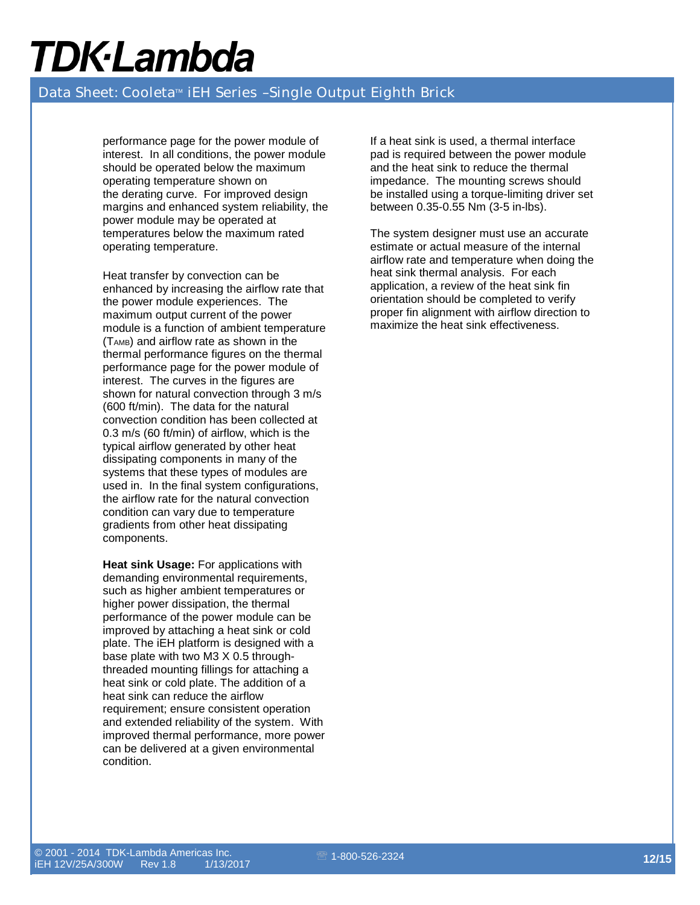performance page for the power module of interest. In all conditions, the power module should be operated below the maximum operating temperature shown on the derating curve. For improved design margins and enhanced system reliability, the power module may be operated at temperatures below the maximum rated operating temperature.

Heat transfer by convection can be enhanced by increasing the airflow rate that the power module experiences. The maximum output current of the power module is a function of ambient temperature ($T_{AMB}$) and airflow rate as shown in the thermal performance figures on the thermal performance page for the power module of interest. The curves in the figures are shown for natural convection through 3 m/s (600 ft/min). The data for the natural convection condition has been collected at 0.3 m/s (60 ft/min) of airflow, which is the typical airflow generated by other heat dissipating components in many of the systems that these types of modules are used in. In the final system configurations, the airflow rate for the natural convection condition can vary due to temperature gradients from other heat dissipating components.

**Heat sink Usage:** For applications with demanding environmental requirements, such as higher ambient temperatures or higher power dissipation, the thermal performance of the power module can be improved by attaching a heat sink or cold plate. The iEH platform is designed with a base plate with two M3 X 0.5 through-threaded mounting fillings for attaching a heat sink or cold plate. The addition of a heat sink can reduce the airflow requirement; ensure consistent operation and extended reliability of the system. With improved thermal performance, more power can be delivered at a given environmental condition.

If a heat sink is used, a thermal interface pad is required between the power module and the heat sink to reduce the thermal impedance. The mounting screws should be installed using a torque-limiting driver set between 0.35-0.55 Nm (3-5 in-lbs).

The system designer must use an accurate estimate or actual measure of the internal airflow rate and temperature when doing the heat sink thermal analysis. For each application, a review of the heat sink fin orientation should be completed to verify proper fin alignment with airflow direction to maximize the heat sink effectiveness.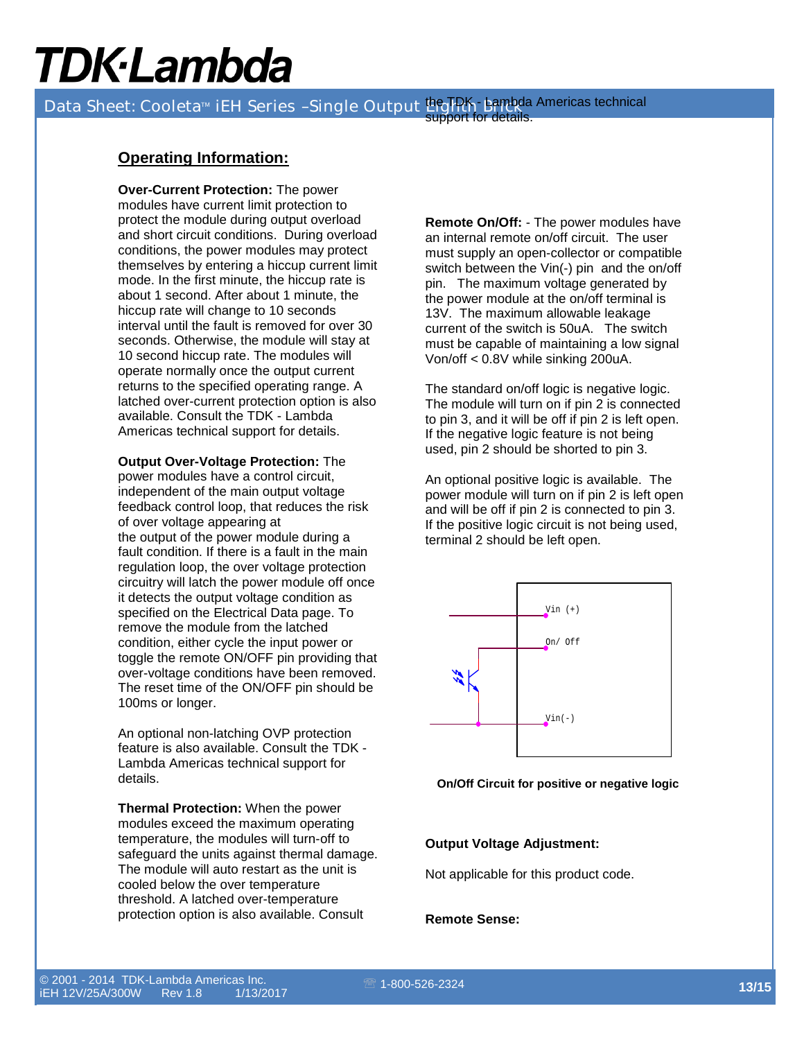## Operating Information:

**Over-Current Protection:** The power modules have current limit protection to protect the module during output overload and short circuit conditions. During overload conditions, the power modules may protect themselves by entering a hiccup current limit mode. In the first minute, the hiccup rate is about 1 second. After about 1 minute, the hiccup rate will change to 10 seconds interval until the fault is removed for over 30 seconds. Otherwise, the module will stay at 10 second hiccup rate. The modules will operate normally once the output current returns to the specified operating range. A latched over-current protection option is also available. Consult the TDK - Lambda Americas technical support for details.

**Output Over-Voltage Protection:** The power modules have a control circuit, independent of the main output voltage feedback control loop, that reduces the risk of over voltage appearing at the output of the power module during a fault condition. If there is a fault in the main regulation loop, the over voltage protection circuitry will latch the power module off once it detects the output voltage condition as specified on the Electrical Data page. To remove the module from the latched condition, either cycle the input power or toggle the remote ON/OFF pin providing that over-voltage conditions have been removed. The reset time of the ON/OFF pin should be 100ms or longer.

An optional non-latching OVP protection feature is also available. Consult the TDK - Lambda Americas technical support for details.

**Thermal Protection:** When the power modules exceed the maximum operating temperature, the modules will turn-off to safeguard the units against thermal damage. The module will auto restart as the unit is cooled below the over temperature threshold. A latched over-temperature protection option is also available. Consult the TDK - Lambda Americas technical support for details.

**Remote On/Off:** - The power modules have an internal remote on/off circuit. The user must supply an open-collector or compatible switch between the Vin(-) pin and the on/off pin. The maximum voltage generated by the power module at the on/off terminal is 13V. The maximum allowable leakage current of the switch is 50uA. The switch must be capable of maintaining a low signal Von/off < 0.8V while sinking 200uA.

The standard on/off logic is negative logic. The module will turn on if pin 2 is connected to pin 3, and it will be off if pin 2 is left open. If the negative logic feature is not being used, pin 2 should be shorted to pin 3.

An optional positive logic is available. The power module will turn on if pin 2 is left open and will be off if pin 2 is connected to pin 3. If the positive logic circuit is not being used, terminal 2 should be left open.

Vin (+)

On/ Off

Vin(-)

**On/Off Circuit for positive or negative logic**

**Output Voltage Adjustment:**

Not applicable for this product code.

**Remote Sense:**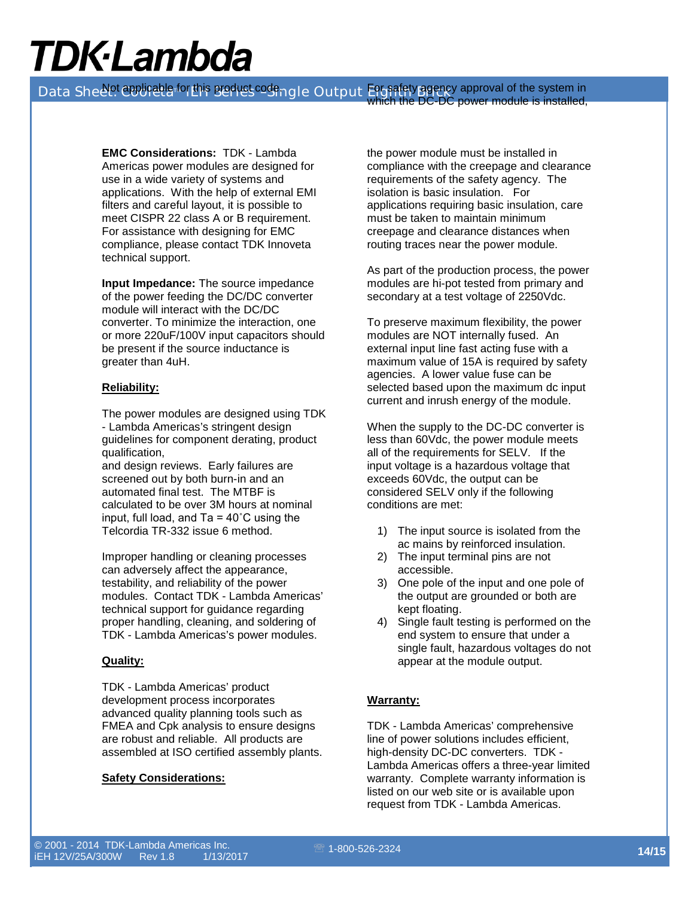**EMC Considerations:** TDK - Lambda Americas power modules are designed for use in a wide variety of systems and applications. With the help of external EMI filters and careful layout, it is possible to meet CISPR 22 class A or B requirement. For assistance with designing for EMC compliance, please contact TDK Innoveta technical support.

**Input Impedance:** The source impedance of the power feeding the DC/DC converter module will interact with the DC/DC converter. To minimize the interaction, one or more 220uF/100V input capacitors should be present if the source inductance is greater than 4uH.

**Reliability:**

The power modules are designed using TDK - Lambda Americas's stringent design guidelines for component derating, product qualification, and design reviews. Early failures are screened out by both burn-in and an automated final test. The MTBF is calculated to be over 3M hours at nominal input, full load, and Ta = 40˚C using the Telcordia TR-332 issue 6 method.

Improper handling or cleaning processes can adversely affect the appearance, testability, and reliability of the power modules. Contact TDK - Lambda Americas' technical support for guidance regarding proper handling, cleaning, and soldering of TDK - Lambda Americas's power modules.

**Quality:**

TDK - Lambda Americas' product development process incorporates advanced quality planning tools such as FMEA and Cpk analysis to ensure designs are robust and reliable. All products are assembled at ISO certified assembly plants.

**Safety Considerations:**

For safety agency approval of the system in which the DC-DC power module is installed, the power module must be installed in compliance with the creepage and clearance requirements of the safety agency. The isolation is basic insulation. For applications requiring basic insulation, care must be taken to maintain minimum creepage and clearance distances when routing traces near the power module.

As part of the production process, the power modules are hi-pot tested from primary and secondary at a test voltage of 2250Vdc.

To preserve maximum flexibility, the power modules are NOT internally fused. An external input line fast acting fuse with a maximum value of 15A is required by safety agencies. A lower value fuse can be selected based upon the maximum dc input current and inrush energy of the module.

When the supply to the DC-DC converter is less than 60Vdc, the power module meets all of the requirements for SELV. If the input voltage is a hazardous voltage that exceeds 60Vdc, the output can be considered SELV only if the following conditions are met:

1) The input source is isolated from the ac mains by reinforced insulation.
2) The input terminal pins are not accessible.
3) One pole of the input and one pole of the output are grounded or both are kept floating.
4) Single fault testing is performed on the end system to ensure that under a single fault, hazardous voltages do not appear at the module output.

**Warranty:**

TDK - Lambda Americas' comprehensive line of power solutions includes efficient, high-density DC-DC converters. TDK - Lambda Americas offers a three-year limited warranty. Complete warranty information is listed on our web site or is available upon request from TDK - Lambda Americas.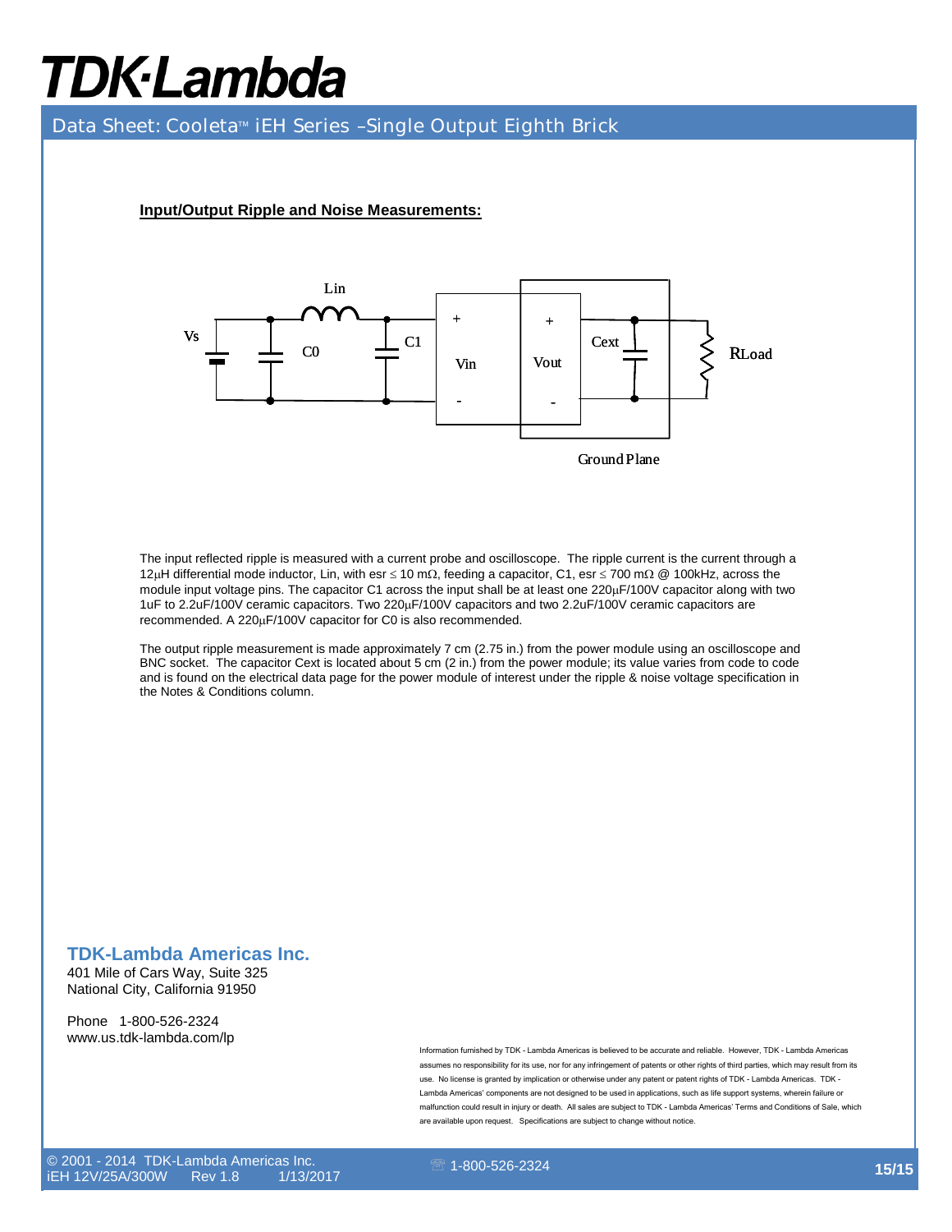**Input/Output Ripple and Noise Measurements:**

Lin

Vs

C0

C1

+

Vin

-

+

Vout

-

Cext

RLoad

Ground Plane

The input reflected ripple is measured with a current probe and oscilloscope. The ripple current is the current through a 12μH differential mode inductor, Lin, with esr ≤ 10 mΩ, feeding a capacitor, C1, esr ≤ 700 mΩ @ 100kHz, across the module input voltage pins. The capacitor C1 across the input shall be at least one 220μF/100V capacitor along with two 1uF to 2.2uF/100V ceramic capacitors. Two 220μF/100V capacitors and two 2.2uF/100V ceramic capacitors are recommended. A 220μF/100V capacitor for C0 is also recommended.

The output ripple measurement is made approximately 7 cm (2.75 in.) from the power module using an oscilloscope and BNC socket. The capacitor Cext is located about 5 cm (2 in.) from the power module; its value varies from code to code and is found on the electrical data page for the power module of interest under the ripple & noise voltage specification in the Notes & Conditions column.

**TDK-Lambda Americas Inc.**

401 Mile of Cars Way, Suite 325
National City, California 91950

Phone 1-800-526-2324
www.us.tdk-lambda.com/lp

Information furnished by TDK - Lambda Americas is believed to be accurate and reliable. However, TDK - Lambda Americas assumes no responsibility for its use, nor for any infringement of patents or other rights of third parties, which may result from its use. No license is granted by implication or otherwise under any patent or patent rights of TDK - Lambda Americas. TDK - Lambda Americas' components are not designed to be used in applications, such as life support systems, wherein failure or malfunction could result in injury or death. All sales are subject to TDK - Lambda Americas' Terms and Conditions of Sale, which are available upon request. Specifications are subject to change without notice.